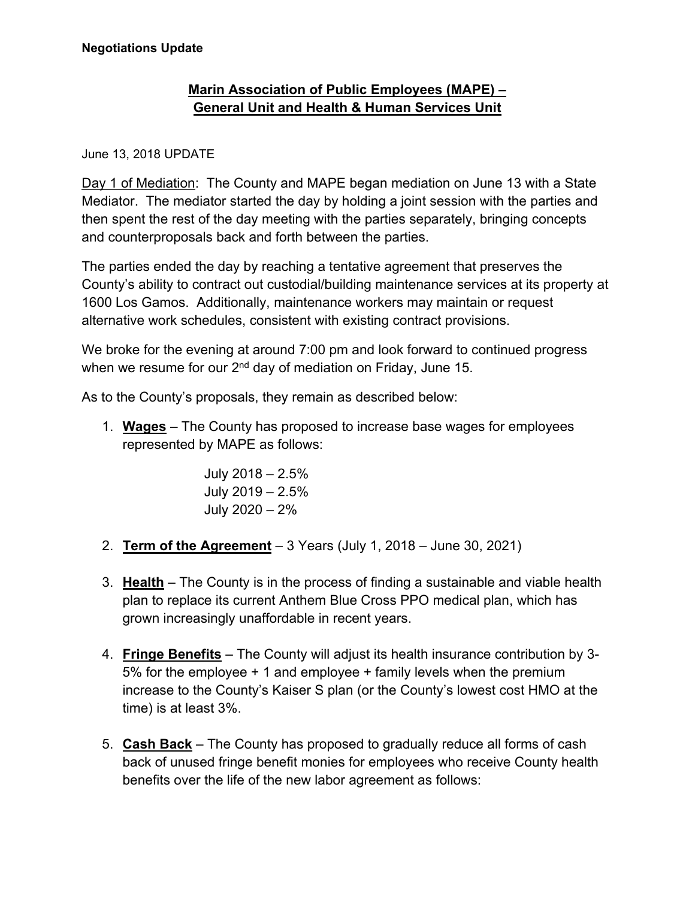**Negotiations Update**

## Marin Association of Public Employees (MAPE) – General Unit and Health & Human Services Unit

June 13, 2018 UPDATE

Day 1 of Mediation: The County and MAPE began mediation on June 13 with a State Mediator. The mediator started the day by holding a joint session with the parties and then spent the rest of the day meeting with the parties separately, bringing concepts and counterproposals back and forth between the parties.

The parties ended the day by reaching a tentative agreement that preserves the County's ability to contract out custodial/building maintenance services at its property at 1600 Los Gamos. Additionally, maintenance workers may maintain or request alternative work schedules, consistent with existing contract provisions.

We broke for the evening at around 7:00 pm and look forward to continued progress when we resume for our 2nd day of mediation on Friday, June 15.

As to the County's proposals, they remain as described below:

1. **Wages** – The County has proposed to increase base wages for employees represented by MAPE as follows:

   July 2018 – 2.5%
   July 2019 – 2.5%
   July 2020 – 2%

2. **Term of the Agreement** – 3 Years (July 1, 2018 – June 30, 2021)

3. **Health** – The County is in the process of finding a sustainable and viable health plan to replace its current Anthem Blue Cross PPO medical plan, which has grown increasingly unaffordable in recent years.

4. **Fringe Benefits** – The County will adjust its health insurance contribution by 3-5% for the employee + 1 and employee + family levels when the premium increase to the County's Kaiser S plan (or the County's lowest cost HMO at the time) is at least 3%.

5. **Cash Back** – The County has proposed to gradually reduce all forms of cash back of unused fringe benefit monies for employees who receive County health benefits over the life of the new labor agreement as follows: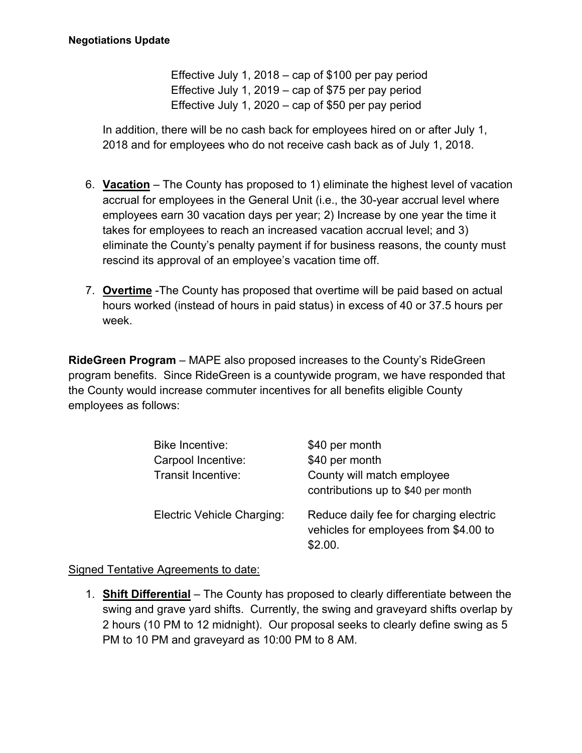**Negotiations Update**

Effective July 1, 2018 – cap of $100 per pay period
Effective July 1, 2019 – cap of $75 per pay period
Effective July 1, 2020 – cap of $50 per pay period

In addition, there will be no cash back for employees hired on or after July 1, 2018 and for employees who do not receive cash back as of July 1, 2018.

6. **Vacation** – The County has proposed to 1) eliminate the highest level of vacation accrual for employees in the General Unit (i.e., the 30-year accrual level where employees earn 30 vacation days per year; 2) Increase by one year the time it takes for employees to reach an increased vacation accrual level; and 3) eliminate the County's penalty payment if for business reasons, the county must rescind its approval of an employee's vacation time off.

7. **Overtime** -The County has proposed that overtime will be paid based on actual hours worked (instead of hours in paid status) in excess of 40 or 37.5 hours per week.

**RideGreen Program** – MAPE also proposed increases to the County's RideGreen program benefits. Since RideGreen is a countywide program, we have responded that the County would increase commuter incentives for all benefits eligible County employees as follows:

| | |
|---|---|
| Bike Incentive: | $40 per month |
| Carpool Incentive: | $40 per month |
| Transit Incentive: | County will match employee contributions up to $40 per month |
| Electric Vehicle Charging: | Reduce daily fee for charging electric vehicles for employees from $4.00 to $2.00. |

Signed Tentative Agreements to date:

1. **Shift Differential** – The County has proposed to clearly differentiate between the swing and grave yard shifts. Currently, the swing and graveyard shifts overlap by 2 hours (10 PM to 12 midnight). Our proposal seeks to clearly define swing as 5 PM to 10 PM and graveyard as 10:00 PM to 8 AM.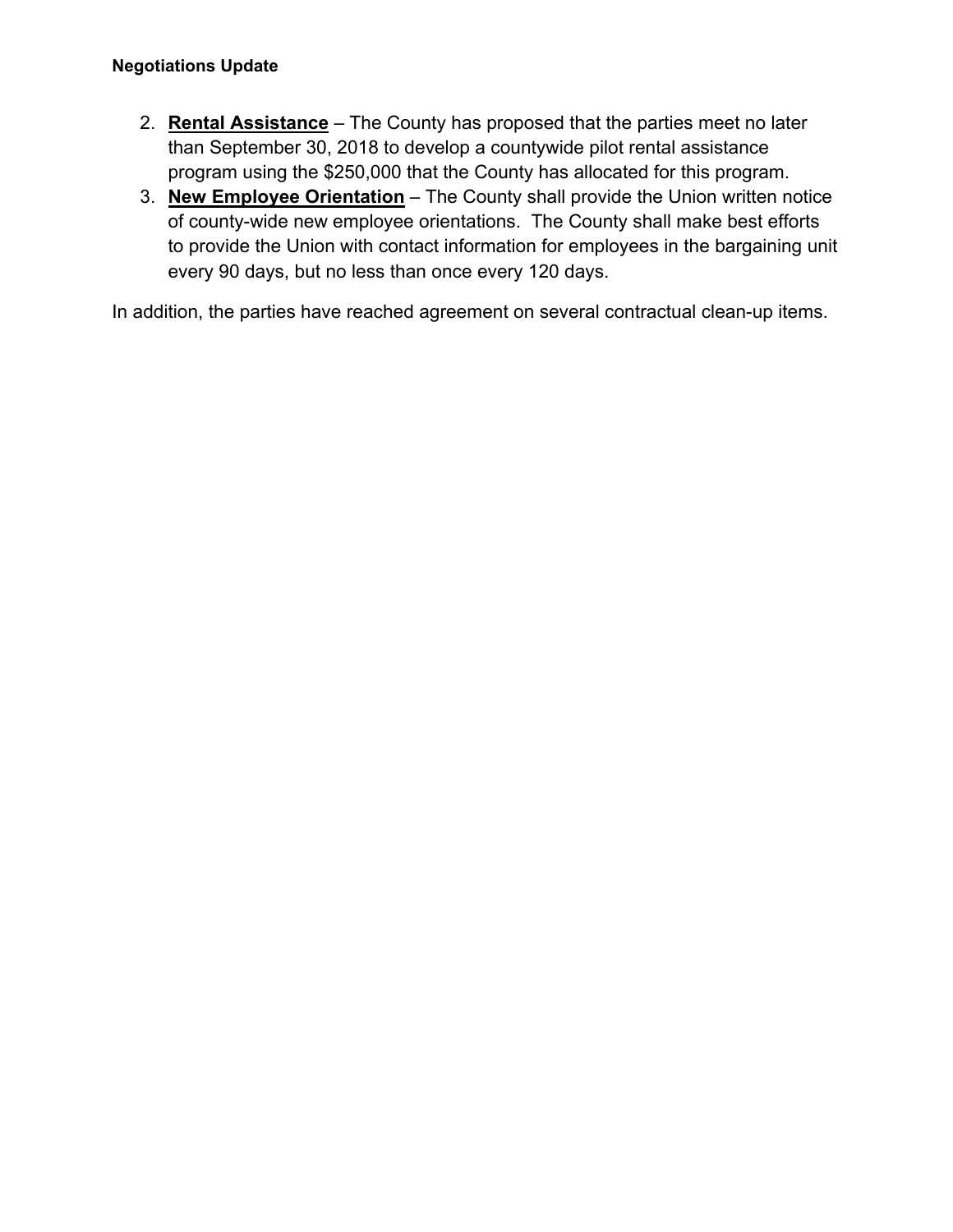2. **Rental Assistance** – The County has proposed that the parties meet no later than September 30, 2018 to develop a countywide pilot rental assistance program using the $250,000 that the County has allocated for this program.
3. **New Employee Orientation** – The County shall provide the Union written notice of county-wide new employee orientations. The County shall make best efforts to provide the Union with contact information for employees in the bargaining unit every 90 days, but no less than once every 120 days.

In addition, the parties have reached agreement on several contractual clean-up items.